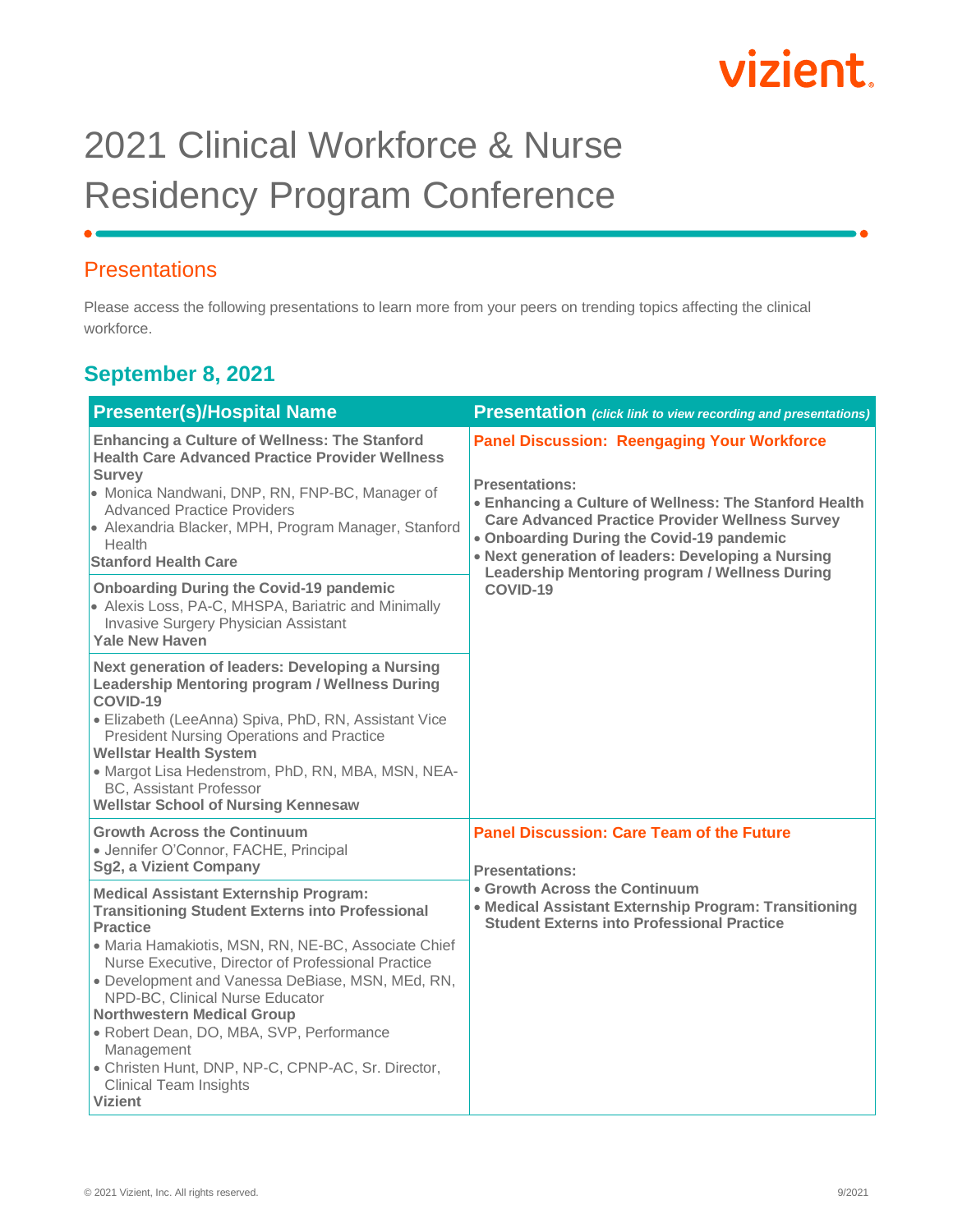# 2021 Clinical Workforce & Nurse Residency Program Conference

## Presentations

Please access the following presentations to learn more from your peers on trending topics affecting the clinical workforce.

### September 8, 2021

| Presenter(s)/Hospital Name | Presentation *(click link to view recording and presentations)* |
|---|---|
| **Enhancing a Culture of Wellness: The Stanford Health Care Advanced Practice Provider Wellness Survey**<br>• Monica Nandwani, DNP, RN, FNP-BC, Manager of Advanced Practice Providers<br>• Alexandria Blacker, MPH, Program Manager, Stanford Health<br>**Stanford Health Care** | **Panel Discussion: Reengaging Your Workforce**<br><br>**Presentations:**<br>• **Enhancing a Culture of Wellness: The Stanford Health Care Advanced Practice Provider Wellness Survey**<br>• **Onboarding During the Covid-19 pandemic**<br>• **Next generation of leaders: Developing a Nursing Leadership Mentoring program / Wellness During COVID-19** |
| **Onboarding During the Covid-19 pandemic**<br>• Alexis Loss, PA-C, MHSPA, Bariatric and Minimally Invasive Surgery Physician Assistant<br>**Yale New Haven** | |
| **Next generation of leaders: Developing a Nursing Leadership Mentoring program / Wellness During COVID-19**<br>• Elizabeth (LeeAnna) Spiva, PhD, RN, Assistant Vice President Nursing Operations and Practice<br>**Wellstar Health System**<br>• Margot Lisa Hedenstrom, PhD, RN, MBA, MSN, NEA-BC, Assistant Professor<br>**Wellstar School of Nursing Kennesaw** | |
| **Growth Across the Continuum**<br>• Jennifer O'Connor, FACHE, Principal<br>**Sg2, a Vizient Company** | **Panel Discussion: Care Team of the Future**<br><br>**Presentations:**<br>• **Growth Across the Continuum**<br>• **Medical Assistant Externship Program: Transitioning Student Externs into Professional Practice** |
| **Medical Assistant Externship Program: Transitioning Student Externs into Professional Practice**<br>• Maria Hamakiotis, MSN, RN, NE-BC, Associate Chief Nurse Executive, Director of Professional Practice<br>• Development and Vanessa DeBiase, MSN, MEd, RN, NPD-BC, Clinical Nurse Educator<br>**Northwestern Medical Group**<br>• Robert Dean, DO, MBA, SVP, Performance Management<br>• Christen Hunt, DNP, NP-C, CPNP-AC, Sr. Director, Clinical Team Insights<br>**Vizient** | |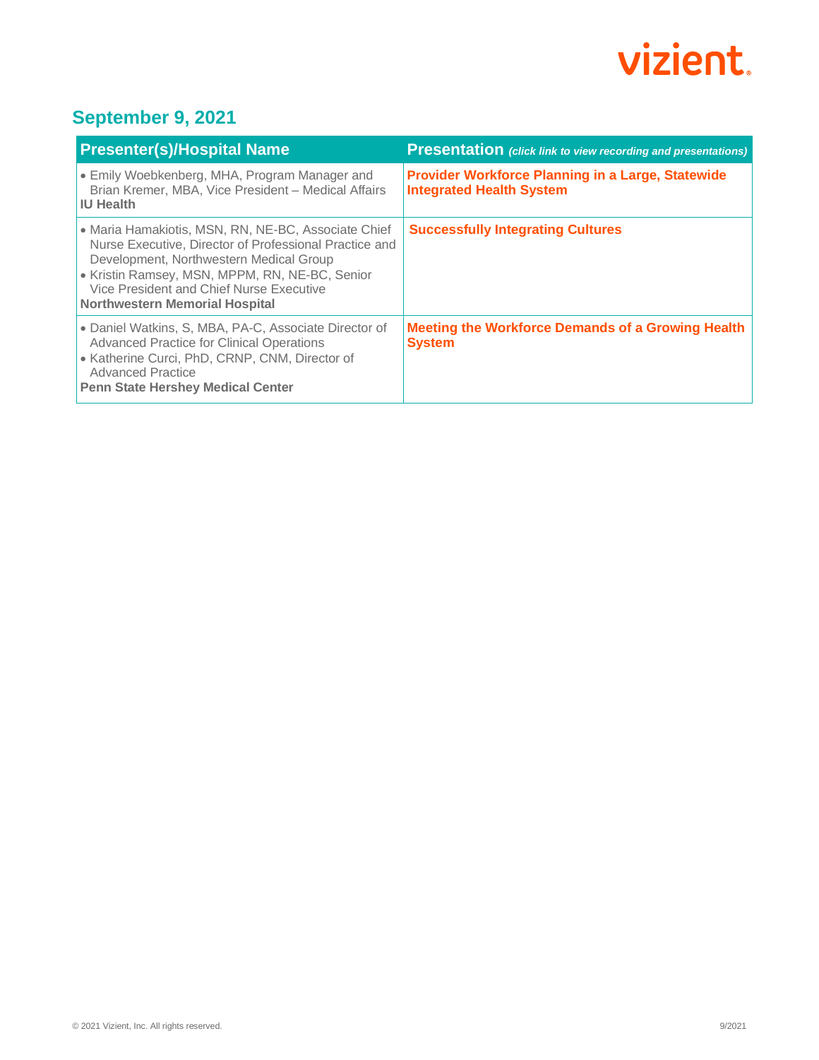## September 9, 2021

| Presenter(s)/Hospital Name | Presentation *(click link to view recording and presentations)* |
|---|---|
| • Emily Woebkenberg, MHA, Program Manager and Brian Kremer, MBA, Vice President – Medical Affairs **IU Health** | **Provider Workforce Planning in a Large, Statewide Integrated Health System** |
| • Maria Hamakiotis, MSN, RN, NE-BC, Associate Chief Nurse Executive, Director of Professional Practice and Development, Northwestern Medical Group • Kristin Ramsey, MSN, MPPM, RN, NE-BC, Senior Vice President and Chief Nurse Executive **Northwestern Memorial Hospital** | **Successfully Integrating Cultures** |
| • Daniel Watkins, S, MBA, PA-C, Associate Director of Advanced Practice for Clinical Operations • Katherine Curci, PhD, CRNP, CNM, Director of Advanced Practice **Penn State Hershey Medical Center** | **Meeting the Workforce Demands of a Growing Health System** |